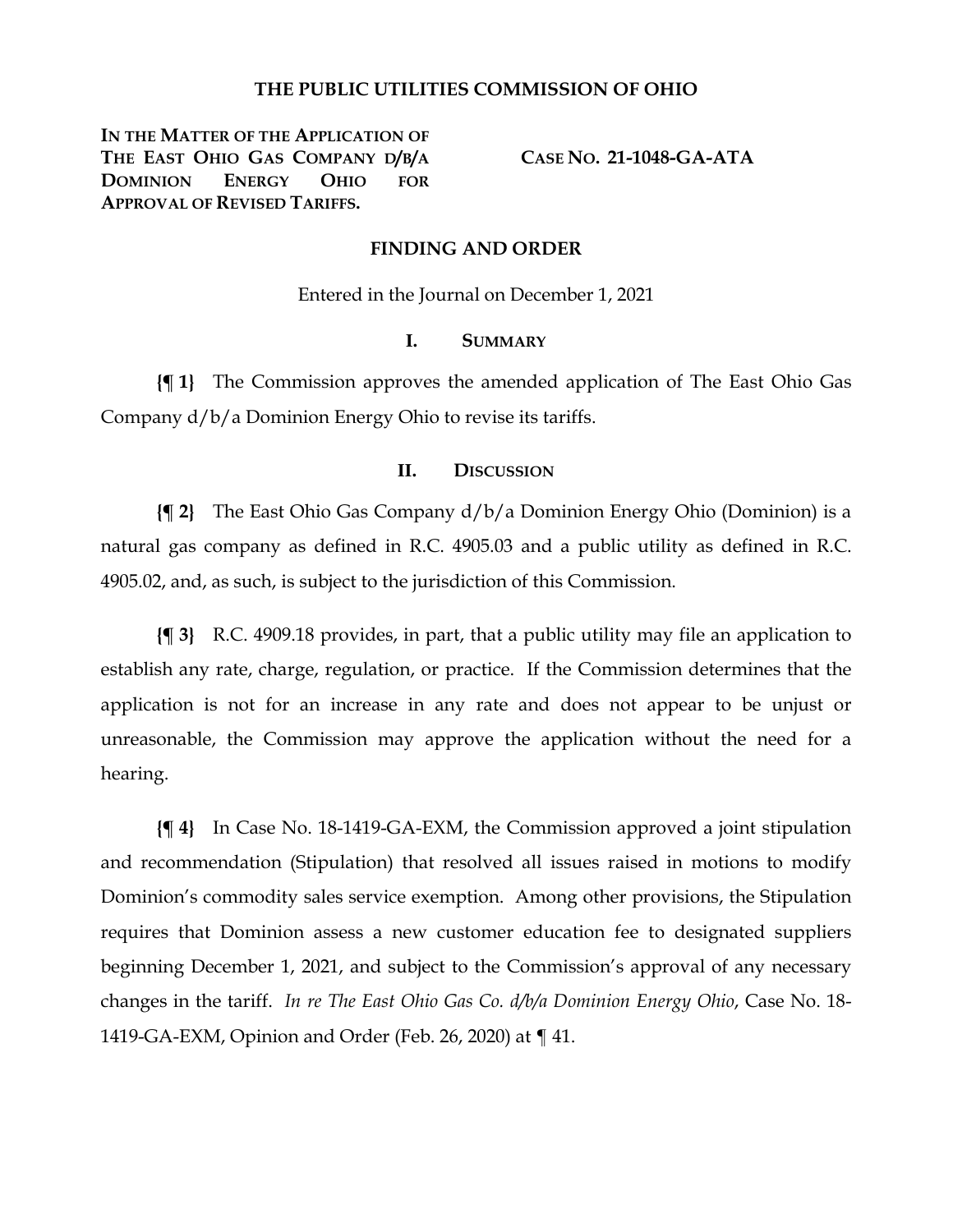# THE PUBLIC UTILITIES COMMISSION OF OHIO

**IN THE MATTER OF THE APPLICATION OF THE EAST OHIO GAS COMPANY D/B/A DOMINION ENERGY OHIO FOR APPROVAL OF REVISED TARIFFS.**

**CASE NO. 21-1048-GA-ATA**

## FINDING AND ORDER

Entered in the Journal on December 1, 2021

### I. SUMMARY

**{¶ 1}** The Commission approves the amended application of The East Ohio Gas Company d/b/a Dominion Energy Ohio to revise its tariffs.

### II. DISCUSSION

**{¶ 2}** The East Ohio Gas Company d/b/a Dominion Energy Ohio (Dominion) is a natural gas company as defined in R.C. 4905.03 and a public utility as defined in R.C. 4905.02, and, as such, is subject to the jurisdiction of this Commission.

**{¶ 3}** R.C. 4909.18 provides, in part, that a public utility may file an application to establish any rate, charge, regulation, or practice. If the Commission determines that the application is not for an increase in any rate and does not appear to be unjust or unreasonable, the Commission may approve the application without the need for a hearing.

**{¶ 4}** In Case No. 18-1419-GA-EXM, the Commission approved a joint stipulation and recommendation (Stipulation) that resolved all issues raised in motions to modify Dominion's commodity sales service exemption. Among other provisions, the Stipulation requires that Dominion assess a new customer education fee to designated suppliers beginning December 1, 2021, and subject to the Commission's approval of any necessary changes in the tariff. *In re The East Ohio Gas Co. d/b/a Dominion Energy Ohio*, Case No. 18-1419-GA-EXM, Opinion and Order (Feb. 26, 2020) at ¶ 41.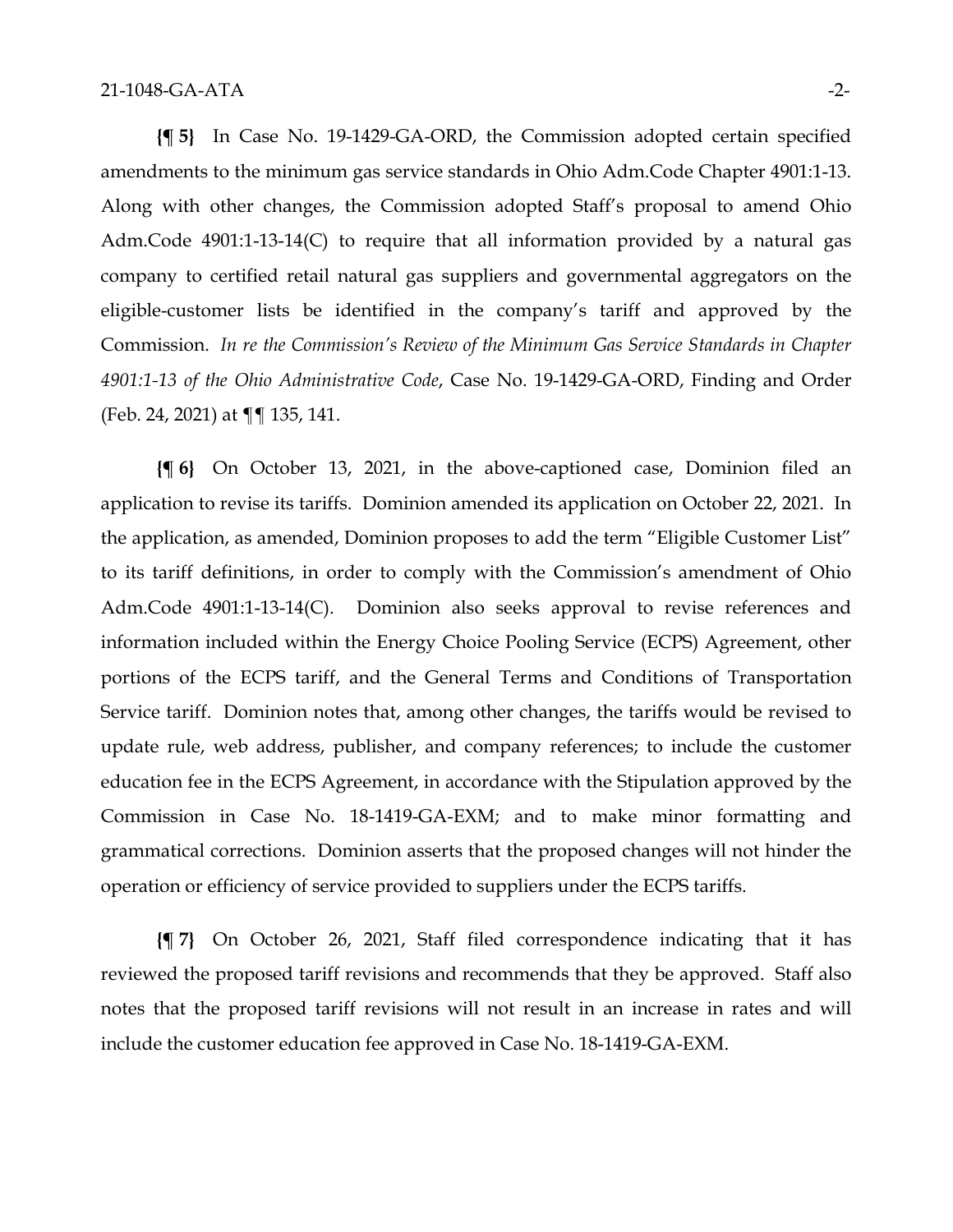**{¶ 5}** In Case No. 19-1429-GA-ORD, the Commission adopted certain specified amendments to the minimum gas service standards in Ohio Adm.Code Chapter 4901:1-13. Along with other changes, the Commission adopted Staff's proposal to amend Ohio Adm.Code 4901:1-13-14(C) to require that all information provided by a natural gas company to certified retail natural gas suppliers and governmental aggregators on the eligible-customer lists be identified in the company's tariff and approved by the Commission. *In re the Commission's Review of the Minimum Gas Service Standards in Chapter 4901:1-13 of the Ohio Administrative Code*, Case No. 19-1429-GA-ORD, Finding and Order (Feb. 24, 2021) at ¶¶ 135, 141.

**{¶ 6}** On October 13, 2021, in the above-captioned case, Dominion filed an application to revise its tariffs. Dominion amended its application on October 22, 2021. In the application, as amended, Dominion proposes to add the term "Eligible Customer List" to its tariff definitions, in order to comply with the Commission's amendment of Ohio Adm.Code 4901:1-13-14(C). Dominion also seeks approval to revise references and information included within the Energy Choice Pooling Service (ECPS) Agreement, other portions of the ECPS tariff, and the General Terms and Conditions of Transportation Service tariff. Dominion notes that, among other changes, the tariffs would be revised to update rule, web address, publisher, and company references; to include the customer education fee in the ECPS Agreement, in accordance with the Stipulation approved by the Commission in Case No. 18-1419-GA-EXM; and to make minor formatting and grammatical corrections. Dominion asserts that the proposed changes will not hinder the operation or efficiency of service provided to suppliers under the ECPS tariffs.

**{¶ 7}** On October 26, 2021, Staff filed correspondence indicating that it has reviewed the proposed tariff revisions and recommends that they be approved. Staff also notes that the proposed tariff revisions will not result in an increase in rates and will include the customer education fee approved in Case No. 18-1419-GA-EXM.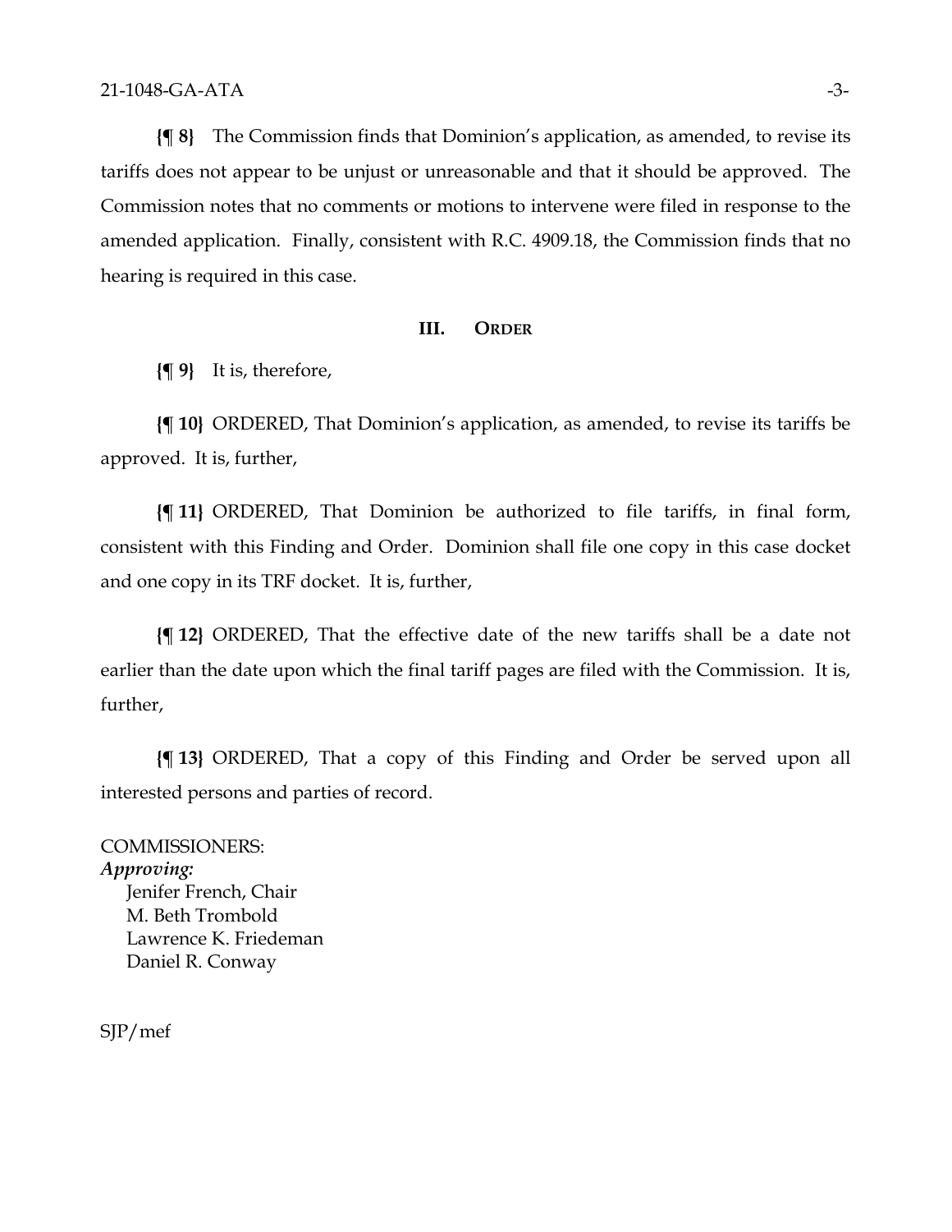**{¶ 8}** The Commission finds that Dominion's application, as amended, to revise its tariffs does not appear to be unjust or unreasonable and that it should be approved. The Commission notes that no comments or motions to intervene were filed in response to the amended application. Finally, consistent with R.C. 4909.18, the Commission finds that no hearing is required in this case.

## III. ORDER

**{¶ 9}** It is, therefore,

**{¶ 10}** ORDERED, That Dominion's application, as amended, to revise its tariffs be approved. It is, further,

**{¶ 11}** ORDERED, That Dominion be authorized to file tariffs, in final form, consistent with this Finding and Order. Dominion shall file one copy in this case docket and one copy in its TRF docket. It is, further,

**{¶ 12}** ORDERED, That the effective date of the new tariffs shall be a date not earlier than the date upon which the final tariff pages are filed with the Commission. It is, further,

**{¶ 13}** ORDERED, That a copy of this Finding and Order be served upon all interested persons and parties of record.

COMMISSIONERS:
*Approving:*
Jenifer French, Chair
M. Beth Trombold
Lawrence K. Friedeman
Daniel R. Conway

SJP/mef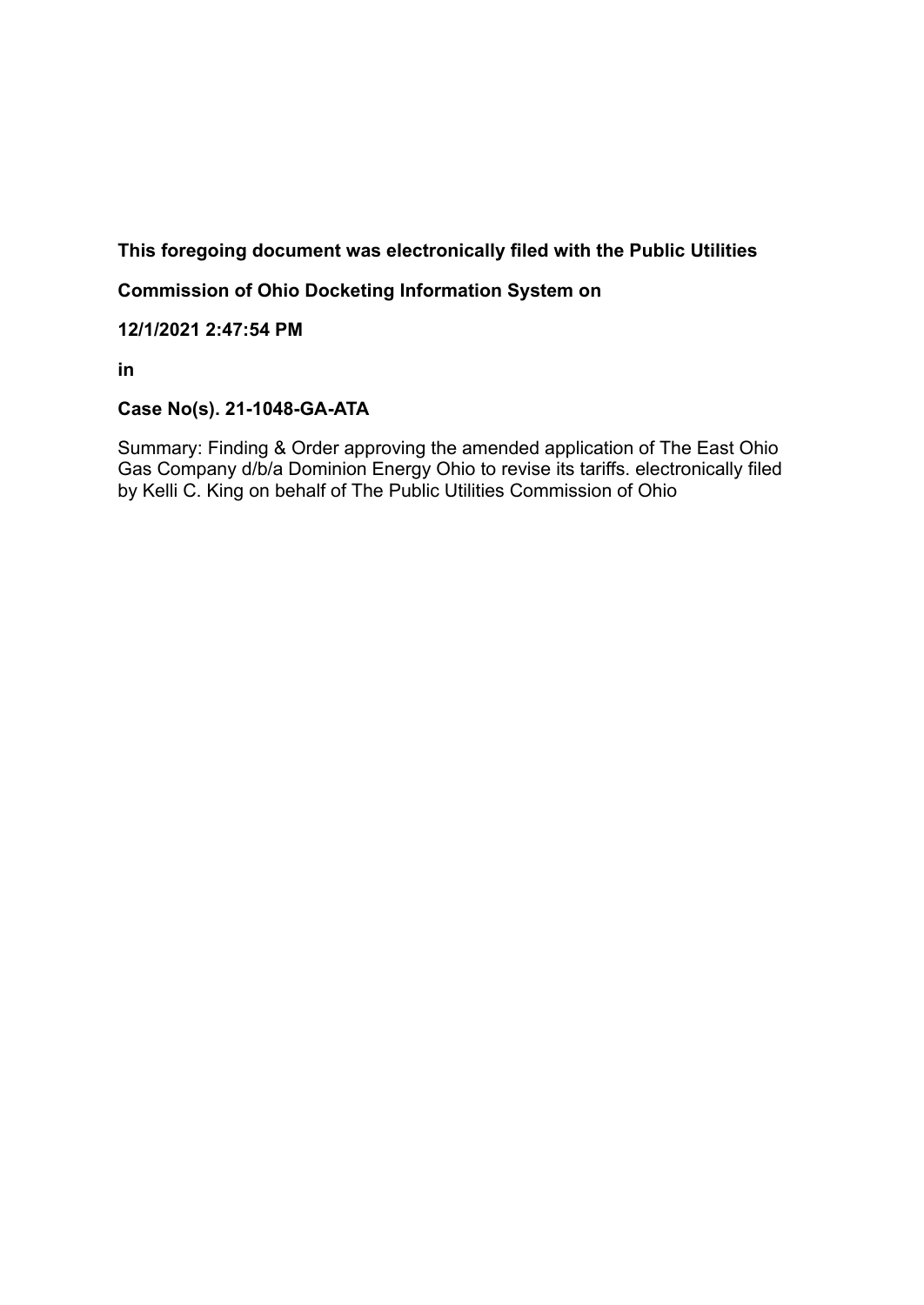**This foregoing document was electronically filed with the Public Utilities**

**Commission of Ohio Docketing Information System on**

**12/1/2021 2:47:54 PM**

**in**

**Case No(s). 21-1048-GA-ATA**

Summary: Finding & Order approving the amended application of The East Ohio Gas Company d/b/a Dominion Energy Ohio to revise its tariffs. electronically filed by Kelli C. King on behalf of The Public Utilities Commission of Ohio